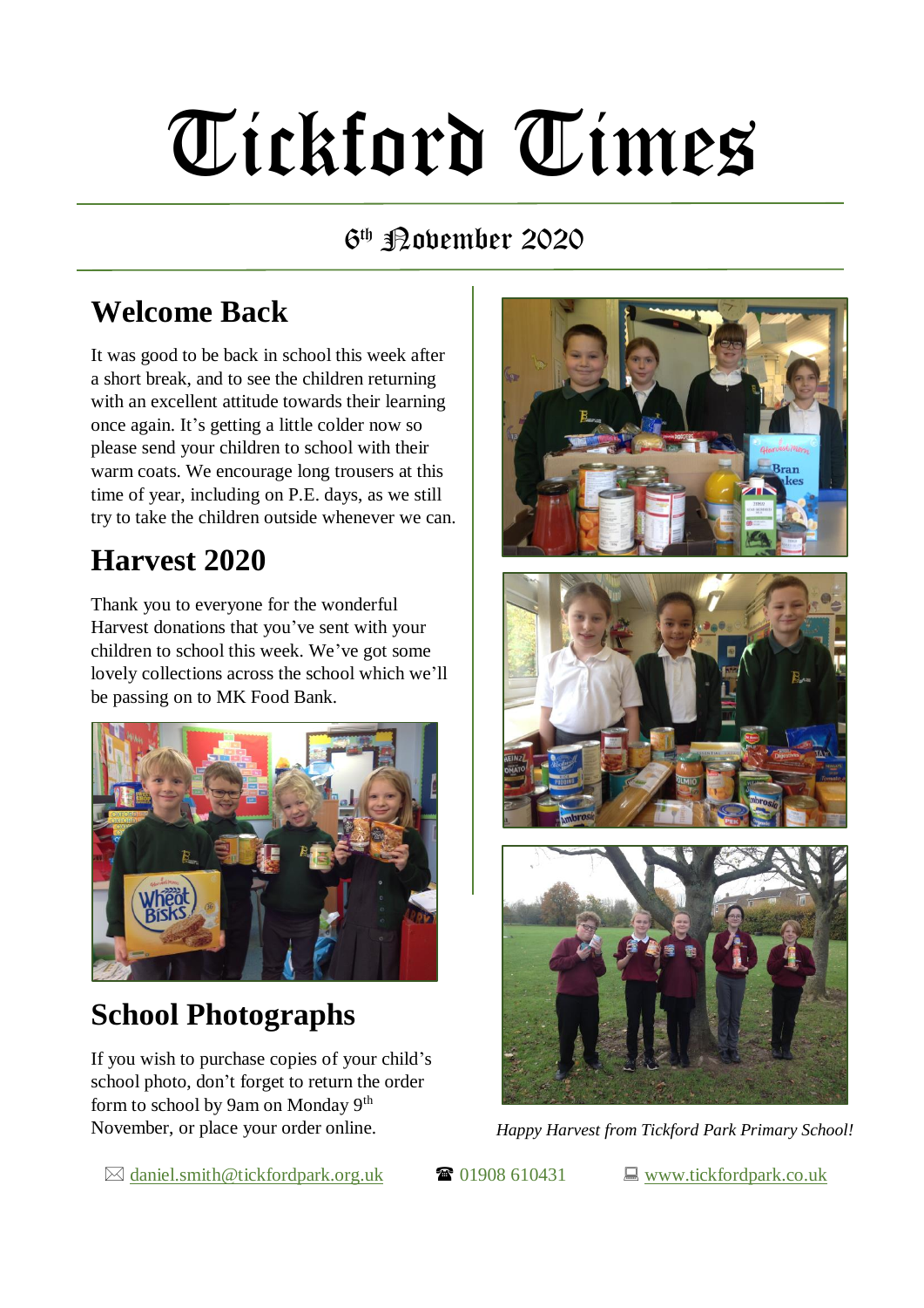# Tickford Times

6th November 2020

## Welcome Back

It was good to be back in school this week after a short break, and to see the children returning with an excellent attitude towards their learning once again. It's getting a little colder now so please send your children to school with their warm coats. We encourage long trousers at this time of year, including on P.E. days, as we still try to take the children outside whenever we can.

## Harvest 2020

Thank you to everyone for the wonderful Harvest donations that you've sent with your children to school this week. We've got some lovely collections across the school which we'll be passing on to MK Food Bank.

## School Photographs

If you wish to purchase copies of your child's school photo, don't forget to return the order form to school by 9am on Monday 9th November, or place your order online.

*Happy Harvest from Tickford Park Primary School!*

✉ daniel.smith@tickfordpark.org.uk ☎ 01908 610431 💻 www.tickfordpark.co.uk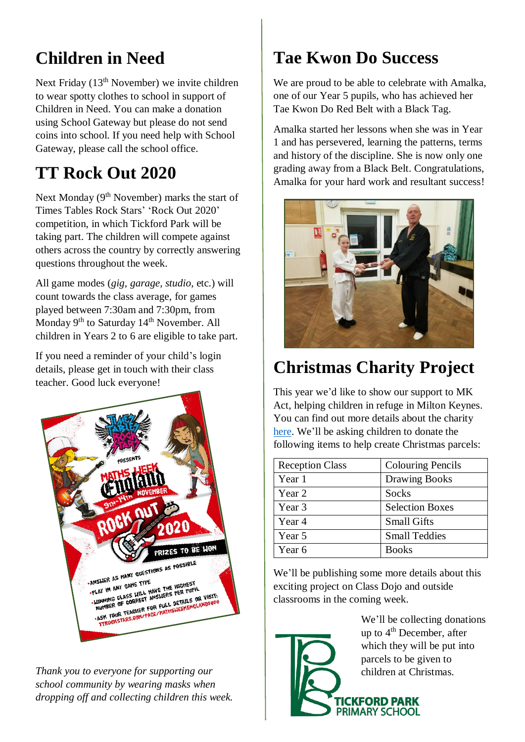## Children in Need

Next Friday (13th November) we invite children to wear spotty clothes to school in support of Children in Need. You can make a donation using School Gateway but please do not send coins into school. If you need help with School Gateway, please call the school office.

## TT Rock Out 2020

Next Monday (9th November) marks the start of Times Tables Rock Stars' 'Rock Out 2020' competition, in which Tickford Park will be taking part. The children will compete against others across the country by correctly answering questions throughout the week.

All game modes (*gig*, *garage*, *studio*, etc.) will count towards the class average, for games played between 7:30am and 7:30pm, from Monday 9th to Saturday 14th November. All children in Years 2 to 6 are eligible to take part.

If you need a reminder of your child's login details, please get in touch with their class teacher. Good luck everyone!

*Thank you to everyone for supporting our school community by wearing masks when dropping off and collecting children this week.*

## Tae Kwon Do Success

We are proud to be able to celebrate with Amalka, one of our Year 5 pupils, who has achieved her Tae Kwon Do Red Belt with a Black Tag.

Amalka started her lessons when she was in Year 1 and has persevered, learning the patterns, terms and history of the discipline. She is now only one grading away from a Black Belt. Congratulations, Amalka for your hard work and resultant success!

## Christmas Charity Project

This year we'd like to show our support to MK Act, helping children in refuge in Milton Keynes. You can find out more details about the charity here. We'll be asking children to donate the following items to help create Christmas parcels:

| | |
|---|---|
| Reception Class | Colouring Pencils |
| Year 1 | Drawing Books |
| Year 2 | Socks |
| Year 3 | Selection Boxes |
| Year 4 | Small Gifts |
| Year 5 | Small Teddies |
| Year 6 | Books |

We'll be publishing some more details about this exciting project on Class Dojo and outside classrooms in the coming week.

We'll be collecting donations up to 4th December, after which they will be put into parcels to be given to children at Christmas.